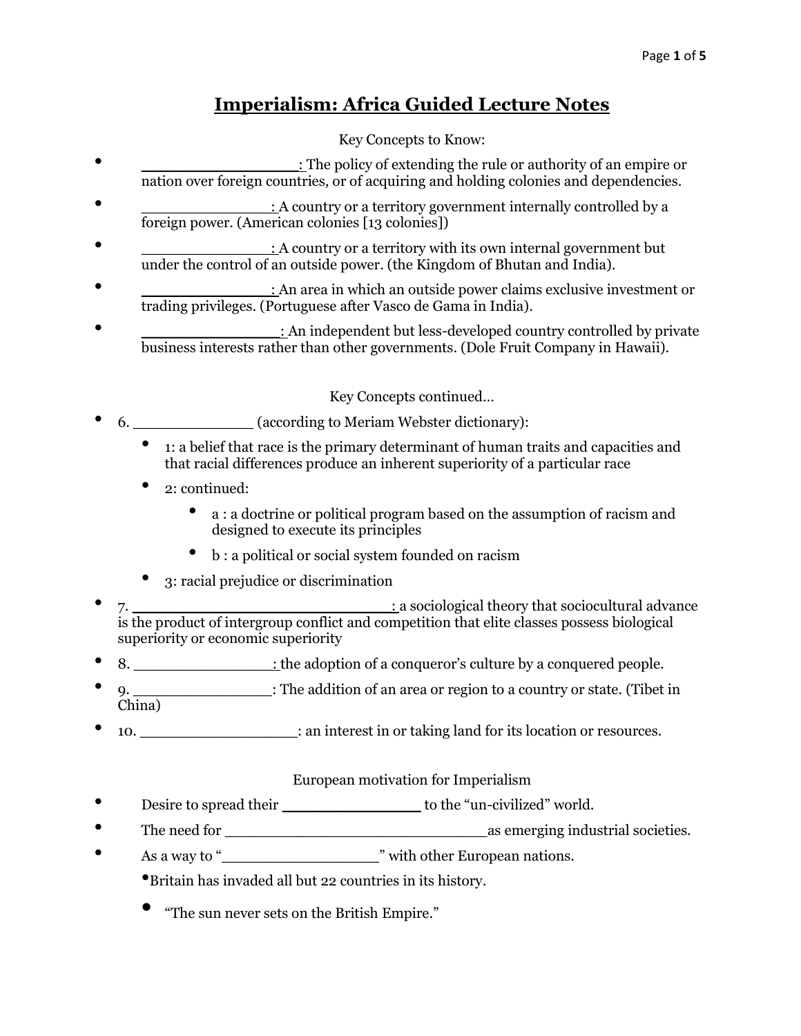# Imperialism: Africa Guided Lecture Notes

Key Concepts to Know:

- ________________: The policy of extending the rule or authority of an empire or nation over foreign countries, or of acquiring and holding colonies and dependencies.
- ______________: A country or a territory government internally controlled by a foreign power. (American colonies [13 colonies])
- ______________: A country or a territory with its own internal government but under the control of an outside power. (the Kingdom of Bhutan and India).
- ______________: An area in which an outside power claims exclusive investment or trading privileges. (Portuguese after Vasco de Gama in India).
- _______________: An independent but less-developed country controlled by private business interests rather than other governments. (Dole Fruit Company in Hawaii).

Key Concepts continued…

- 6. _____________ (according to Meriam Webster dictionary):
  - 1: a belief that race is the primary determinant of human traits and capacities and that racial differences produce an inherent superiority of a particular race
  - 2: continued:
    - a : a doctrine or political program based on the assumption of racism and designed to execute its principles
    - b : a political or social system founded on racism
  - 3: racial prejudice or discrimination
- 7. ____________________________: a sociological theory that sociocultural advance is the product of intergroup conflict and competition that elite classes possess biological superiority or economic superiority
- 8. _______________: the adoption of a conqueror's culture by a conquered people.
- 9. _______________: The addition of an area or region to a country or state. (Tibet in China)
- 10. _________________: an interest in or taking land for its location or resources.

European motivation for Imperialism

- Desire to spread their ______________ to the "un-civilized" world.
- The need for _____________________________ as emerging industrial societies.
- As a way to "_________________" with other European nations.
  - Britain has invaded all but 22 countries in its history.
  - "The sun never sets on the British Empire."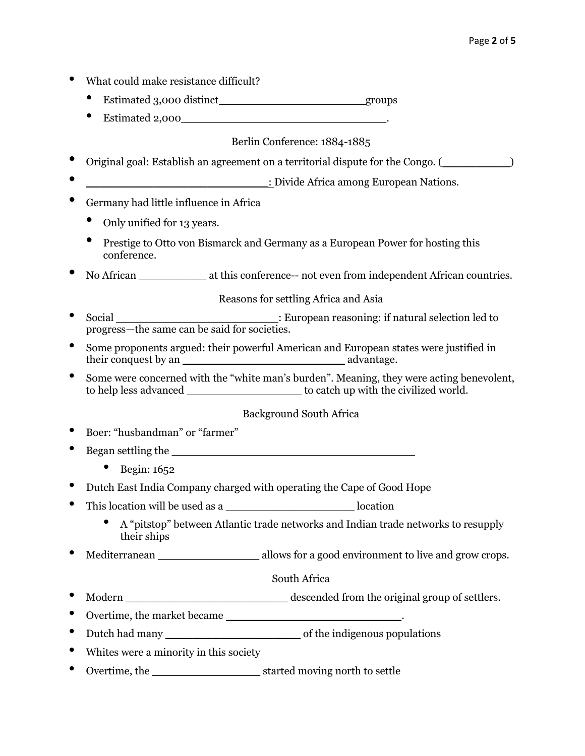- What could make resistance difficult?
  - Estimated 3,000 distinct____________________groups
  - Estimated 2,000____________________________.

Berlin Conference: 1884-1885

- Original goal: Establish an agreement on a territorial dispute for the Congo. (__________)
- ________________________: Divide Africa among European Nations.
- Germany had little influence in Africa
  - Only unified for 13 years.
  - Prestige to Otto von Bismarck and Germany as a European Power for hosting this conference.
- No African __________ at this conference-- not even from independent African countries.

Reasons for settling Africa and Asia

- Social ______________________: European reasoning: if natural selection led to progress—the same can be said for societies.
- Some proponents argued: their powerful American and European states were justified in their conquest by an ______________________ advantage.
- Some were concerned with the "white man's burden". Meaning, they were acting benevolent, to help less advanced ________________ to catch up with the civilized world.

Background South Africa

- Boer: "husbandman" or "farmer"
- Began settling the __________________________________
  - Begin: 1652
- Dutch East India Company charged with operating the Cape of Good Hope
- This location will be used as a __________________ location
  - A "pitstop" between Atlantic trade networks and Indian trade networks to resupply their ships
- Mediterranean ______________ allows for a good environment to live and grow crops.

South Africa

- Modern _______________________ descended from the original group of settlers.
- Overtime, the market became _________________________.
- Dutch had many ___________________ of the indigenous populations
- Whites were a minority in this society
- Overtime, the _______________ started moving north to settle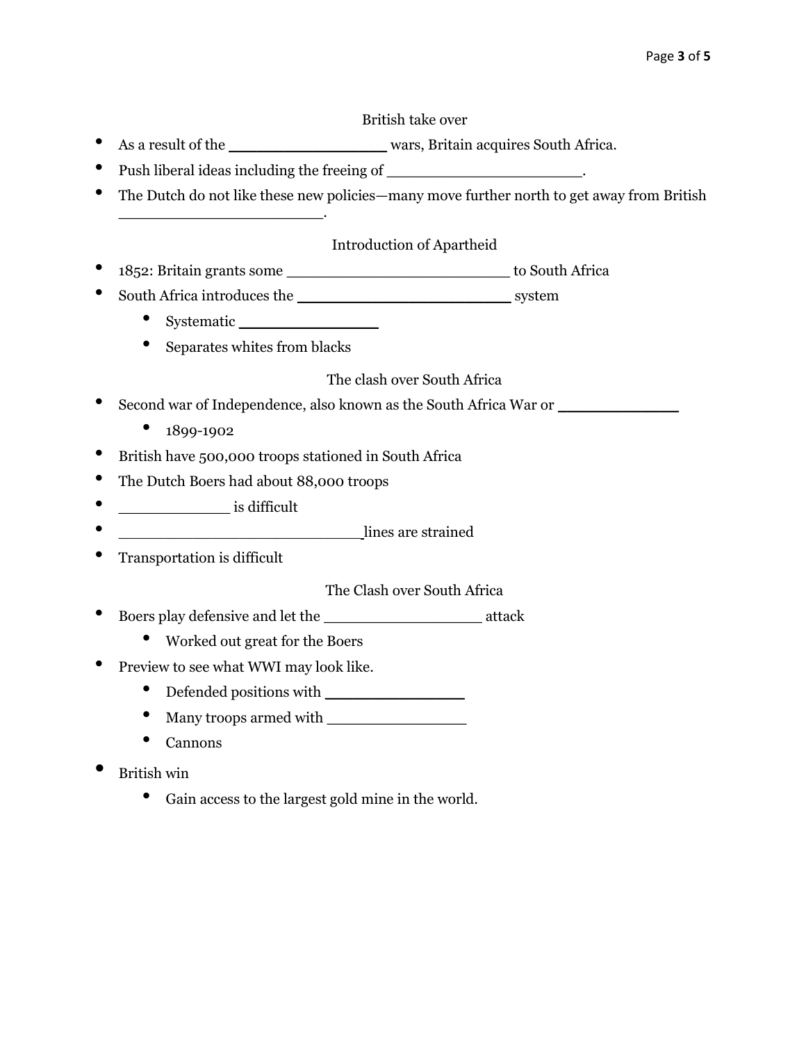## British take over

- As a result of the ________________ wars, Britain acquires South Africa.
- Push liberal ideas including the freeing of ____________________.
- The Dutch do not like these new policies—many move further north to get away from British ______________________.

## Introduction of Apartheid

- 1852: Britain grants some ______________________ to South Africa
- South Africa introduces the ______________________ system
  - Systematic ______________
  - Separates whites from blacks

## The clash over South Africa

- Second war of Independence, also known as the South Africa War or ____________
  - 1899-1902
- British have 500,000 troops stationed in South Africa
- The Dutch Boers had about 88,000 troops
- ___________ is difficult
- ________________________lines are strained
- Transportation is difficult

## The Clash over South Africa

- Boers play defensive and let the ________________ attack
  - Worked out great for the Boers
- Preview to see what WWI may look like.
  - Defended positions with ______________
  - Many troops armed with ______________
  - Cannons
- British win
  - Gain access to the largest gold mine in the world.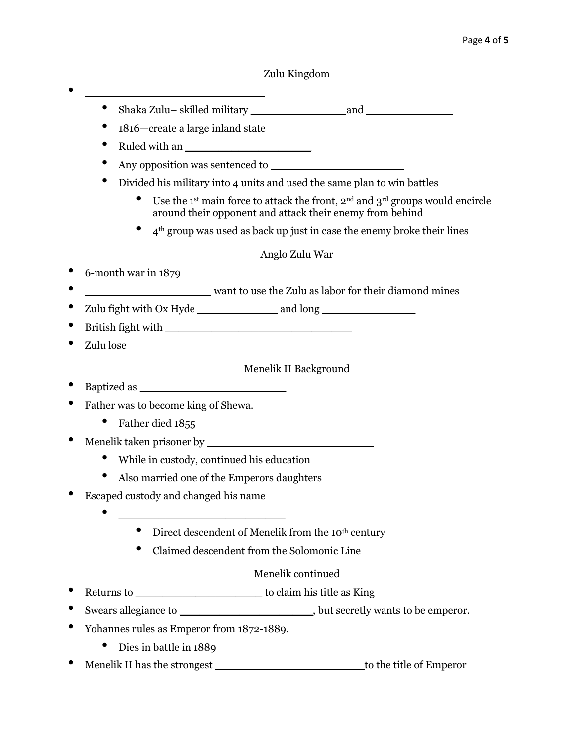## Zulu Kingdom

- ___________________________
  - Shaka Zulu– skilled military _______________ and ______________
  - 1816—create a large inland state
  - Ruled with an ____________________
  - Any opposition was sentenced to ____________________
  - Divided his military into 4 units and used the same plan to win battles
    - Use the 1st main force to attack the front, 2nd and 3rd groups would encircle around their opponent and attack their enemy from behind
    - 4th group was used as back up just in case the enemy broke their lines

## Anglo Zulu War

- 6-month war in 1879
- ___________________ want to use the Zulu as labor for their diamond mines
- Zulu fight with Ox Hyde ____________ and long _______________
- British fight with _____________________________
- Zulu lose

## Menelik II Background

- Baptized as _______________________
- Father was to become king of Shewa.
  - Father died 1855
- Menelik taken prisoner by __________________________
  - While in custody, continued his education
  - Also married one of the Emperors daughters
- Escaped custody and changed his name
  - __________________________
    - Direct descendent of Menelik from the 10th century
    - Claimed descendent from the Solomonic Line

## Menelik continued

- Returns to ___________________ to claim his title as King
- Swears allegiance to ____________________, but secretly wants to be emperor.
- Yohannes rules as Emperor from 1872-1889.
  - Dies in battle in 1889
- Menelik II has the strongest _______________________ to the title of Emperor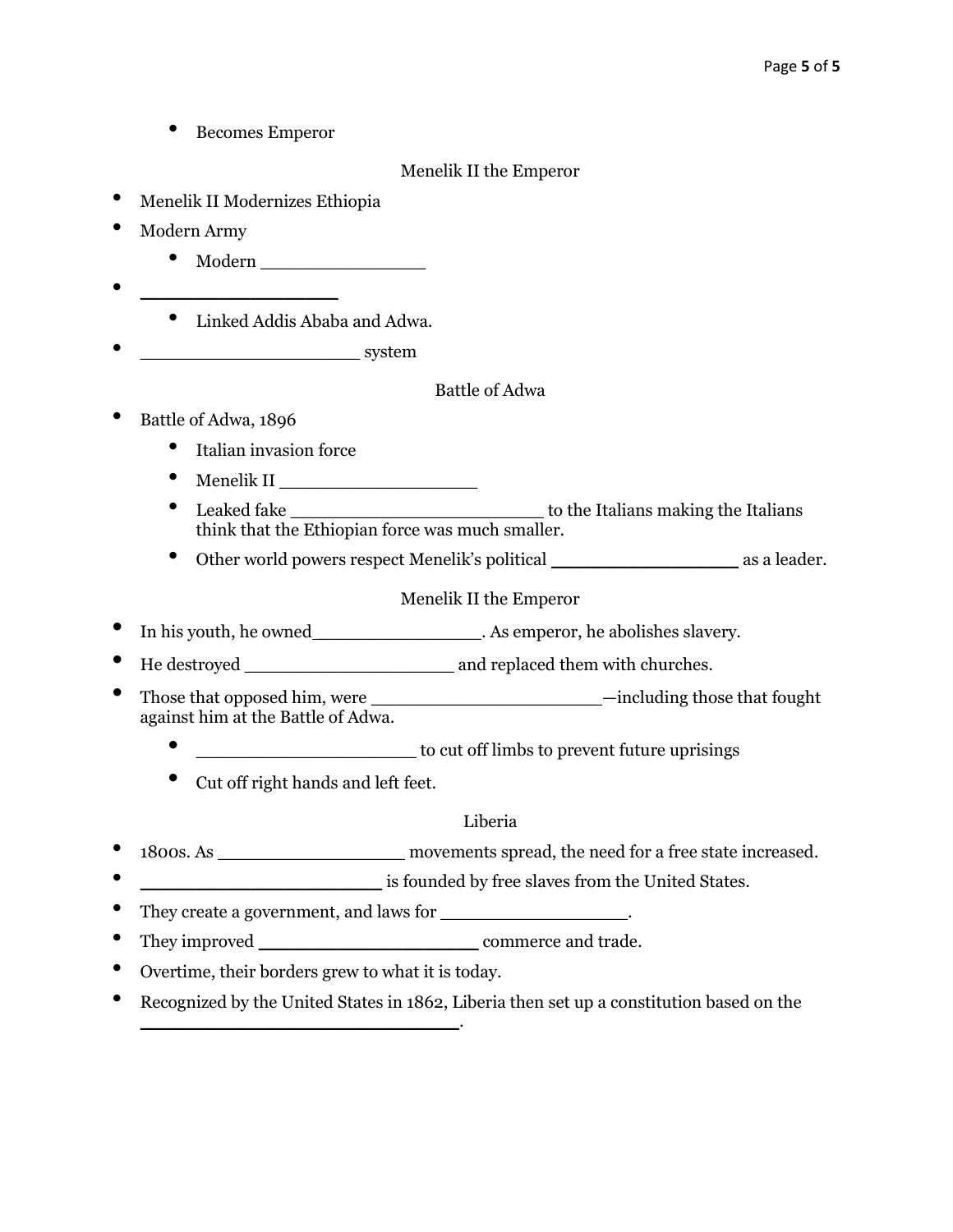- Becomes Emperor

## Menelik II the Emperor

- Menelik II Modernizes Ethiopia
- Modern Army
  - Modern ________________
- __________________
  - Linked Addis Ababa and Adwa.
- ____________________ system

## Battle of Adwa

- Battle of Adwa, 1896
  - Italian invasion force
  - Menelik II ___________________
  - Leaked fake ________________________ to the Italians making the Italians think that the Ethiopian force was much smaller.
  - Other world powers respect Menelik's political _________________ as a leader.

## Menelik II the Emperor

- In his youth, he owned________________. As emperor, he abolishes slavery.
- He destroyed ____________________ and replaced them with churches.
- Those that opposed him, were _____________________—including those that fought against him at the Battle of Adwa.
  - ____________________ to cut off limbs to prevent future uprisings
  - Cut off right hands and left feet.

## Liberia

- 1800s. As _________________ movements spread, the need for a free state increased.
- _______________________ is founded by free slaves from the United States.
- They create a government, and laws for _________________.
- They improved ____________________ commerce and trade.
- Overtime, their borders grew to what it is today.
- Recognized by the United States in 1862, Liberia then set up a constitution based on the ______________________________.